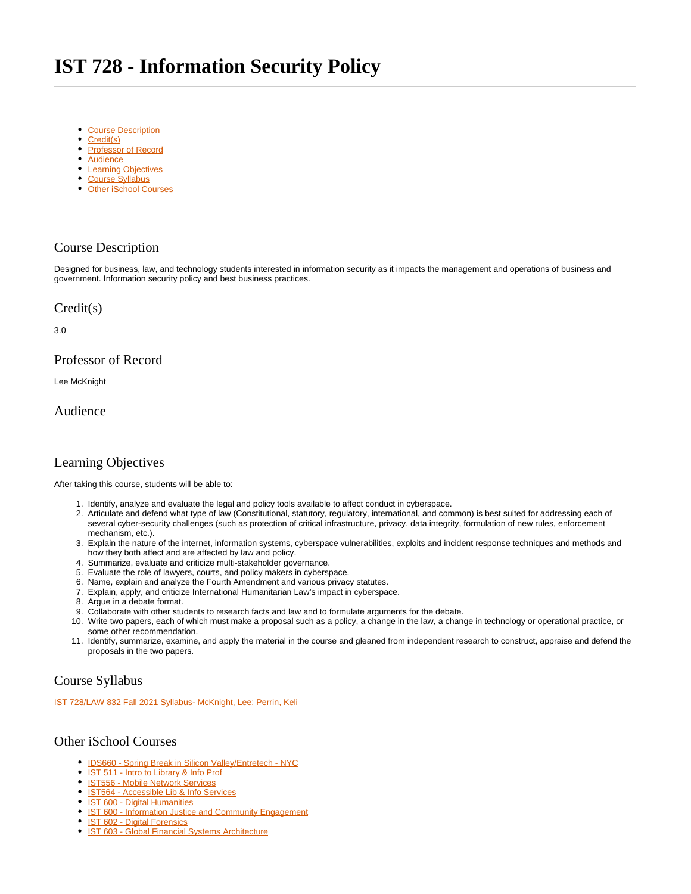# IST 728 - Information Security Policy

- Course Description
- Credit(s)
- Professor of Record
- Audience
- Learning Objectives
- Course Syllabus
- Other iSchool Courses

---

## Course Description

Designed for business, law, and technology students interested in information security as it impacts the management and operations of business and government. Information security policy and best business practices.

## Credit(s)

3.0

## Professor of Record

Lee McKnight

## Audience

## Learning Objectives

After taking this course, students will be able to:

1. Identify, analyze and evaluate the legal and policy tools available to affect conduct in cyberspace.
2. Articulate and defend what type of law (Constitutional, statutory, regulatory, international, and common) is best suited for addressing each of several cyber-security challenges (such as protection of critical infrastructure, privacy, data integrity, formulation of new rules, enforcement mechanism, etc.).
3. Explain the nature of the internet, information systems, cyberspace vulnerabilities, exploits and incident response techniques and methods and how they both affect and are affected by law and policy.
4. Summarize, evaluate and criticize multi-stakeholder governance.
5. Evaluate the role of lawyers, courts, and policy makers in cyberspace.
6. Name, explain and analyze the Fourth Amendment and various privacy statutes.
7. Explain, apply, and criticize International Humanitarian Law's impact in cyberspace.
8. Argue in a debate format.
9. Collaborate with other students to research facts and law and to formulate arguments for the debate.
10. Write two papers, each of which must make a proposal such as a policy, a change in the law, a change in technology or operational practice, or some other recommendation.
11. Identify, summarize, examine, and apply the material in the course and gleaned from independent research to construct, appraise and defend the proposals in the two papers.

## Course Syllabus

IST 728/LAW 832 Fall 2021 Syllabus- McKnight, Lee; Perrin, Keli

---

## Other iSchool Courses

- IDS660 - Spring Break in Silicon Valley/Entretech - NYC
- IST 511 - Intro to Library & Info Prof
- IST556 - Mobile Network Services
- IST564 - Accessible Lib & Info Services
- IST 600 - Digital Humanities
- IST 600 - Information Justice and Community Engagement
- IST 602 - Digital Forensics
- IST 603 - Global Financial Systems Architecture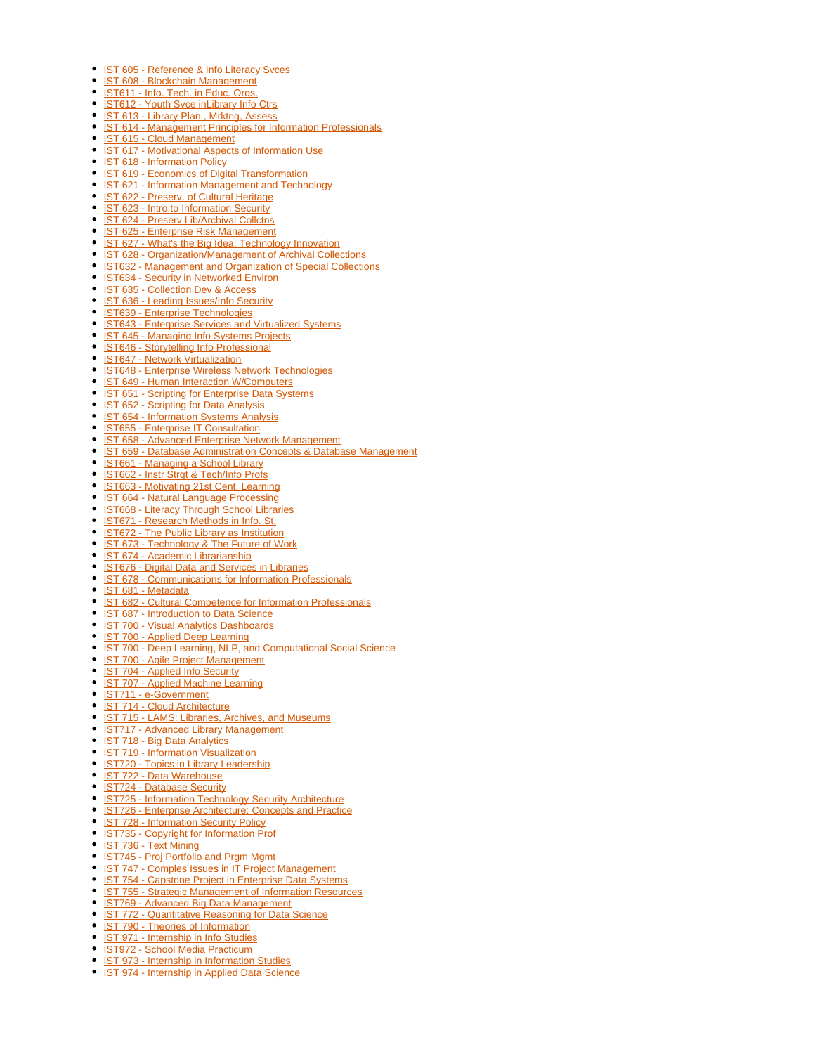- IST 605 - Reference & Info Literacy Svces
- IST 608 - Blockchain Management
- IST611 - Info. Tech. in Educ. Orgs.
- IST612 - Youth Svce inLibrary Info Ctrs
- IST 613 - Library Plan., Mrktng, Assess
- IST 614 - Management Principles for Information Professionals
- IST 615 - Cloud Management
- IST 617 - Motivational Aspects of Information Use
- IST 618 - Information Policy
- IST 619 - Economics of Digital Transformation
- IST 621 - Information Management and Technology
- IST 622 - Preserv. of Cultural Heritage
- IST 623 - Intro to Information Security
- IST 624 - Preserv Lib/Archival Collctns
- IST 625 - Enterprise Risk Management
- IST 627 - What's the Big Idea: Technology Innovation
- IST 628 - Organization/Management of Archival Collections
- IST632 - Management and Organization of Special Collections
- IST634 - Security in Networked Environ
- IST 635 - Collection Dev & Access
- IST 636 - Leading Issues/Info Security
- IST639 - Enterprise Technologies
- IST643 - Enterprise Services and Virtualized Systems
- IST 645 - Managing Info Systems Projects
- IST646 - Storytelling Info Professional
- IST647 - Network Virtualization
- IST648 - Enterprise Wireless Network Technologies
- IST 649 - Human Interaction W/Computers
- IST 651 - Scripting for Enterprise Data Systems
- IST 652 - Scripting for Data Analysis
- IST 654 - Information Systems Analysis
- IST655 - Enterprise IT Consultation
- IST 658 - Advanced Enterprise Network Management
- IST 659 - Database Administration Concepts & Database Management
- IST661 - Managing a School Library
- IST662 - Instr Strgt & Tech/Info Profs
- IST663 - Motivating 21st Cent. Learning
- IST 664 - Natural Language Processing
- IST668 - Literacy Through School Libraries
- IST671 - Research Methods in Info. St.
- IST672 - The Public Library as Institution
- IST 673 - Technology & The Future of Work
- IST 674 - Academic Librarianship
- IST676 - Digital Data and Services in Libraries
- IST 678 - Communications for Information Professionals
- IST 681 - Metadata
- IST 682 - Cultural Competence for Information Professionals
- IST 687 - Introduction to Data Science
- IST 700 - Visual Analytics Dashboards
- IST 700 - Applied Deep Learning
- IST 700 - Deep Learning, NLP, and Computational Social Science
- IST 700 - Agile Project Management
- IST 704 - Applied Info Security
- IST 707 - Applied Machine Learning
- IST711 - e-Government
- IST 714 - Cloud Architecture
- IST 715 - LAMS: Libraries, Archives, and Museums
- IST717 - Advanced Library Management
- IST 718 - Big Data Analytics
- IST 719 - Information Visualization
- IST720 - Topics in Library Leadership
- IST 722 - Data Warehouse
- IST724 - Database Security
- IST725 - Information Technology Security Architecture
- IST726 - Enterprise Architecture: Concepts and Practice
- IST 728 - Information Security Policy
- IST735 - Copyright for Information Prof
- IST 736 - Text Mining
- IST745 - Proj Portfolio and Prgm Mgmt
- IST 747 - Comples Issues in IT Project Management
- IST 754 - Capstone Project in Enterprise Data Systems
- IST 755 - Strategic Management of Information Resources
- IST769 - Advanced Big Data Management
- IST 772 - Quantitative Reasoning for Data Science
- IST 790 - Theories of Information
- IST 971 - Internship in Info Studies
- IST972 - School Media Practicum
- IST 973 - Internship in Information Studies
- IST 974 - Internship in Applied Data Science